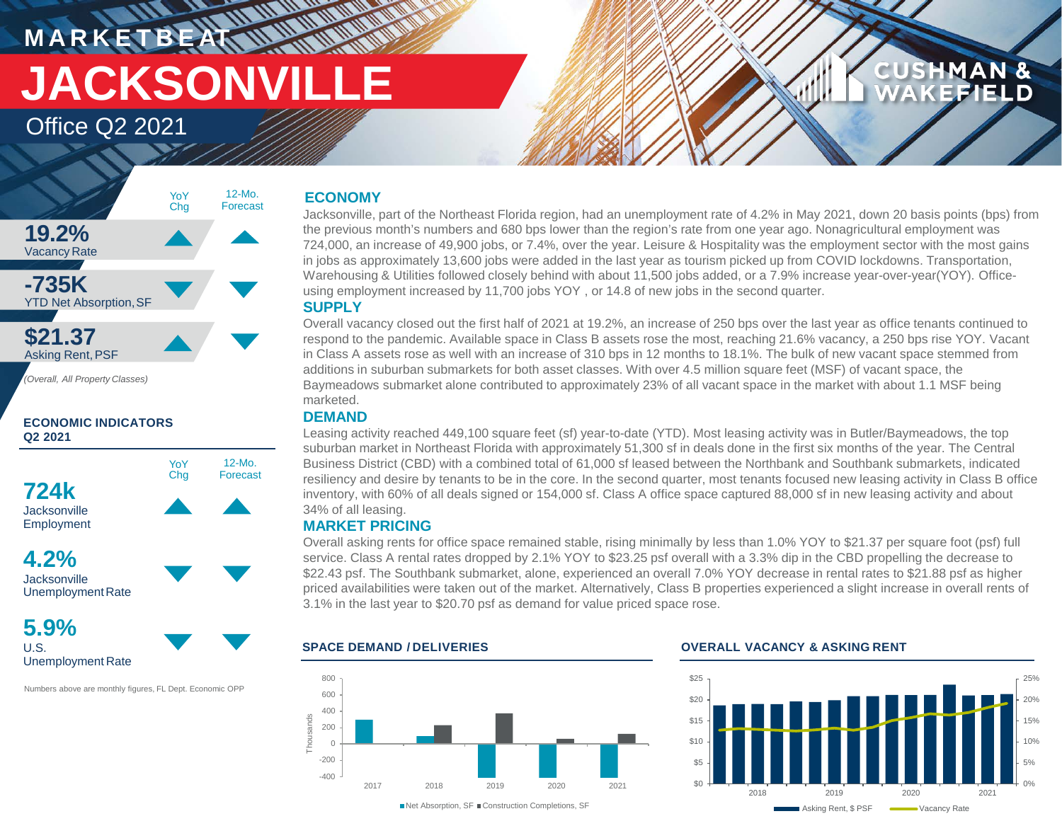# MARKETBEAT

# JACKSONVILLE

## Office Q2 2021

| | YoY Chg | 12-Mo. Forecast |
|---|---|---|
| **19.2%** Vacancy Rate | ▲ | ▲ |
| **-735K** YTD Net Absorption, SF | ▼ | ▼ |
| **$21.37** Asking Rent, PSF | ▲ | ▼ |

*(Overall, All Property Classes)*

### ECONOMIC INDICATORS Q2 2021

| | YoY Chg | 12-Mo. Forecast |
|---|---|---|
| **724k** Jacksonville Employment | ▲ | ▲ |
| **4.2%** Jacksonville Unemployment Rate | ▼ | ▼ |
| **5.9%** U.S. Unemployment Rate | ▼ | ▼ |

Numbers above are monthly figures, FL Dept. Economic OPP

## ECONOMY

Jacksonville, part of the Northeast Florida region, had an unemployment rate of 4.2% in May 2021, down 20 basis points (bps) from the previous month's numbers and 680 bps lower than the region's rate from one year ago. Nonagricultural employment was 724,000, an increase of 49,900 jobs, or 7.4%, over the year. Leisure & Hospitality was the employment sector with the most gains in jobs as approximately 13,600 jobs were added in the last year as tourism picked up from COVID lockdowns. Transportation, Warehousing & Utilities followed closely behind with about 11,500 jobs added, or a 7.9% increase year-over-year(YOY). Office-using employment increased by 11,700 jobs YOY , or 14.8 of new jobs in the second quarter.

## SUPPLY

Overall vacancy closed out the first half of 2021 at 19.2%, an increase of 250 bps over the last year as office tenants continued to respond to the pandemic. Available space in Class B assets rose the most, reaching 21.6% vacancy, a 250 bps rise YOY. Vacant in Class A assets rose as well with an increase of 310 bps in 12 months to 18.1%. The bulk of new vacant space stemmed from additions in suburban submarkets for both asset classes. With over 4.5 million square feet (MSF) of vacant space, the Baymeadows submarket alone contributed to approximately 23% of all vacant space in the market with about 1.1 MSF being marketed.

## DEMAND

Leasing activity reached 449,100 square feet (sf) year-to-date (YTD). Most leasing activity was in Butler/Baymeadows, the top suburban market in Northeast Florida with approximately 51,300 sf in deals done in the first six months of the year. The Central Business District (CBD) with a combined total of 61,000 sf leased between the Northbank and Southbank submarkets, indicated resiliency and desire by tenants to be in the core. In the second quarter, most tenants focused new leasing activity in Class B office inventory, with 60% of all deals signed or 154,000 sf. Class A office space captured 88,000 sf in new leasing activity and about 34% of all leasing.

## MARKET PRICING

Overall asking rents for office space remained stable, rising minimally by less than 1.0% YOY to $21.37 per square foot (psf) full service. Class A rental rates dropped by 2.1% YOY to $23.25 psf overall with a 3.3% dip in the CBD propelling the decrease to $22.43 psf. The Southbank submarket, alone, experienced an overall 7.0% YOY decrease in rental rates to $21.88 psf as higher priced availabilities were taken out of the market. Alternatively, Class B properties experienced a slight increase in overall rents of 3.1% in the last year to $20.70 psf as demand for value priced space rose.

### SPACE DEMAND / DELIVERIES

Net Absorption, SF ■ Construction Completions, SF

### OVERALL VACANCY & ASKING RENT

Asking Rent, $ PSF — Vacancy Rate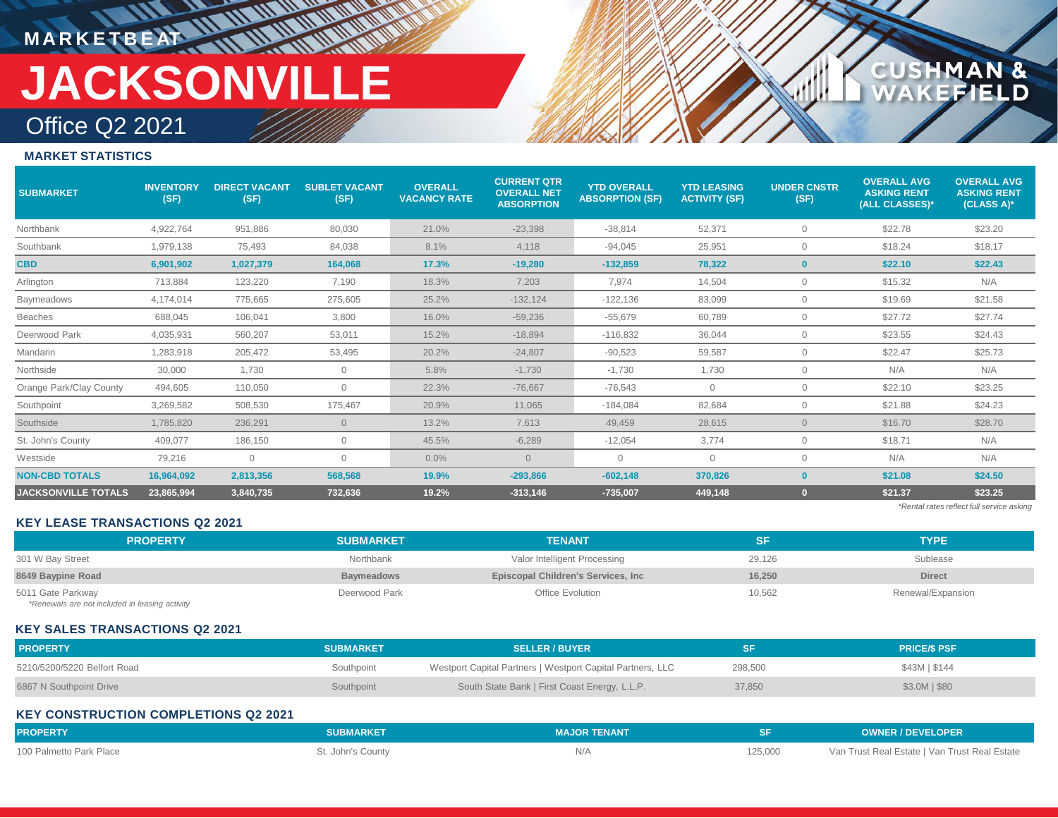MARKETBEAT

# JACKSONVILLE

## Office Q2 2021

### MARKET STATISTICS

| SUBMARKET | INVENTORY (SF) | DIRECT VACANT (SF) | SUBLET VACANT (SF) | OVERALL VACANCY RATE | CURRENT QTR OVERALL NET ABSORPTION | YTD OVERALL ABSORPTION (SF) | YTD LEASING ACTIVITY (SF) | UNDER CNSTR (SF) | OVERALL AVG ASKING RENT (ALL CLASSES)* | OVERALL AVG ASKING RENT (CLASS A)* |
|---|---|---|---|---|---|---|---|---|---|---|
| Northbank | 4,922,764 | 951,886 | 80,030 | 21.0% | -23,398 | -38,814 | 52,371 | 0 | $22.78 | $23.20 |
| Southbank | 1,979,138 | 75,493 | 84,038 | 8.1% | 4,118 | -94,045 | 25,951 | 0 | $18.24 | $18.17 |
| **CBD** | **6,901,902** | **1,027,379** | **164,068** | **17.3%** | **-19,280** | **-132,859** | **78,322** | **0** | **$22.10** | **$22.43** |
| Arlington | 713,884 | 123,220 | 7,190 | 18.3% | 7,203 | 7,974 | 14,504 | 0 | $15.32 | N/A |
| Baymeadows | 4,174,014 | 775,665 | 275,605 | 25.2% | -132,124 | -122,136 | 83,099 | 0 | $19.69 | $21.58 |
| Beaches | 688,045 | 106,041 | 3,800 | 16.0% | -59,236 | -55,679 | 60,789 | 0 | $27.72 | $27.74 |
| Deerwood Park | 4,035,931 | 560,207 | 53,011 | 15.2% | -18,894 | -116,832 | 36,044 | 0 | $23.55 | $24.43 |
| Mandarin | 1,283,918 | 205,472 | 53,495 | 20.2% | -24,807 | -90,523 | 59,587 | 0 | $22.47 | $25.73 |
| Northside | 30,000 | 1,730 | 0 | 5.8% | -1,730 | -1,730 | 1,730 | 0 | N/A | N/A |
| Orange Park/Clay County | 494,605 | 110,050 | 0 | 22.3% | -76,667 | -76,543 | 0 | 0 | $22.10 | $23.25 |
| Southpoint | 3,269,582 | 508,530 | 175,467 | 20.9% | 11,065 | -184,084 | 82,684 | 0 | $21.88 | $24.23 |
| Southside | 1,785,820 | 236,291 | 0 | 13.2% | 7,613 | 49,459 | 28,615 | 0 | $16.70 | $28.70 |
| St. John's County | 409,077 | 186,150 | 0 | 45.5% | -6,289 | -12,054 | 3,774 | 0 | $18.71 | N/A |
| Westside | 79,216 | 0 | 0 | 0.0% | 0 | 0 | 0 | 0 | N/A | N/A |
| **NON-CBD TOTALS** | **16,964,092** | **2,813,356** | **568,568** | **19.9%** | **-293,866** | **-602,148** | **370,826** | **0** | **$21.08** | **$24.50** |
| **JACKSONVILLE TOTALS** | **23,865,994** | **3,840,735** | **732,636** | **19.2%** | **-313,146** | **-735,007** | **449,148** | **0** | **$21.37** | **$23.25** |

*Rental rates reflect full service asking

### KEY LEASE TRANSACTIONS Q2 2021

| PROPERTY | SUBMARKET | TENANT | SF | TYPE |
|---|---|---|---|---|
| 301 W Bay Street | Northbank | Valor Intelligent Processing | 29,126 | Sublease |
| **8649 Baypine Road** | **Baymeadows** | **Episcopal Children's Services, Inc** | **16,250** | **Direct** |
| 5011 Gate Parkway | Deerwood Park | Office Evolution | 10,562 | Renewal/Expansion |

*Renewals are not included in leasing activity

### KEY SALES TRANSACTIONS Q2 2021

| PROPERTY | SUBMARKET | SELLER / BUYER | SF | PRICE/$ PSF |
|---|---|---|---|---|
| 5210/5200/5220 Belfort Road | Southpoint | Westport Capital Partners \| Westport Capital Partners, LLC | 298,500 | $43M \| $144 |
| 6867 N Southpoint Drive | Southpoint | South State Bank \| First Coast Energy, L.L.P. | 37,850 | $3.0M \| $80 |

### KEY CONSTRUCTION COMPLETIONS Q2 2021

| PROPERTY | SUBMARKET | MAJOR TENANT | SF | OWNER / DEVELOPER |
|---|---|---|---|---|
| 100 Palmetto Park Place | St. John's County | N/A | 125,000 | Van Trust Real Estate \| Van Trust Real Estate |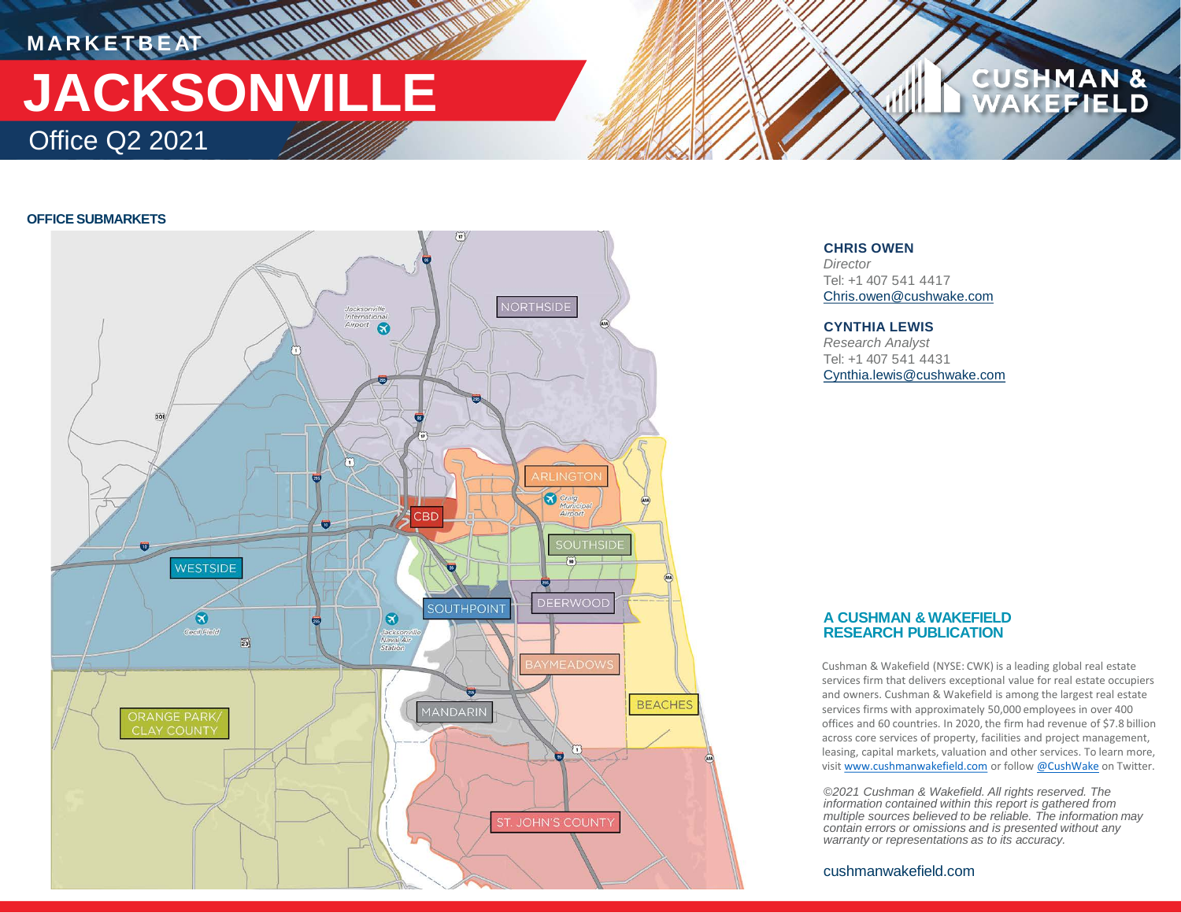MARKETBEAT

# JACKSONVILLE

Office Q2 2021

CUSHMAN & WAKEFIELD

### OFFICE SUBMARKETS

NORTHSIDE
Jacksonville International Airport
ARLINGTON
Craig Municipal Airport
CBD
SOUTHSIDE
WESTSIDE
SOUTHPOINT
DEERWOOD
Cecil Field
Jacksonville Naval Air Station
BAYMEADOWS
BEACHES
ORANGE PARK/ CLAY COUNTY
MANDARIN
ST. JOHN'S COUNTY

**CHRIS OWEN**
*Director*
Tel: +1 407 541 4417
Chris.owen@cushwake.com

**CYNTHIA LEWIS**
*Research Analyst*
Tel: +1 407 541 4431
Cynthia.lewis@cushwake.com

### A CUSHMAN & WAKEFIELD RESEARCH PUBLICATION

Cushman & Wakefield (NYSE: CWK) is a leading global real estate services firm that delivers exceptional value for real estate occupiers and owners. Cushman & Wakefield is among the largest real estate services firms with approximately 50,000 employees in over 400 offices and 60 countries. In 2020, the firm had revenue of $7.8 billion across core services of property, facilities and project management, leasing, capital markets, valuation and other services. To learn more, visit www.cushmanwakefield.com or follow @CushWake on Twitter.

*©2021 Cushman & Wakefield. All rights reserved. The information contained within this report is gathered from multiple sources believed to be reliable. The information may contain errors or omissions and is presented without any warranty or representations as to its accuracy.*

cushmanwakefield.com